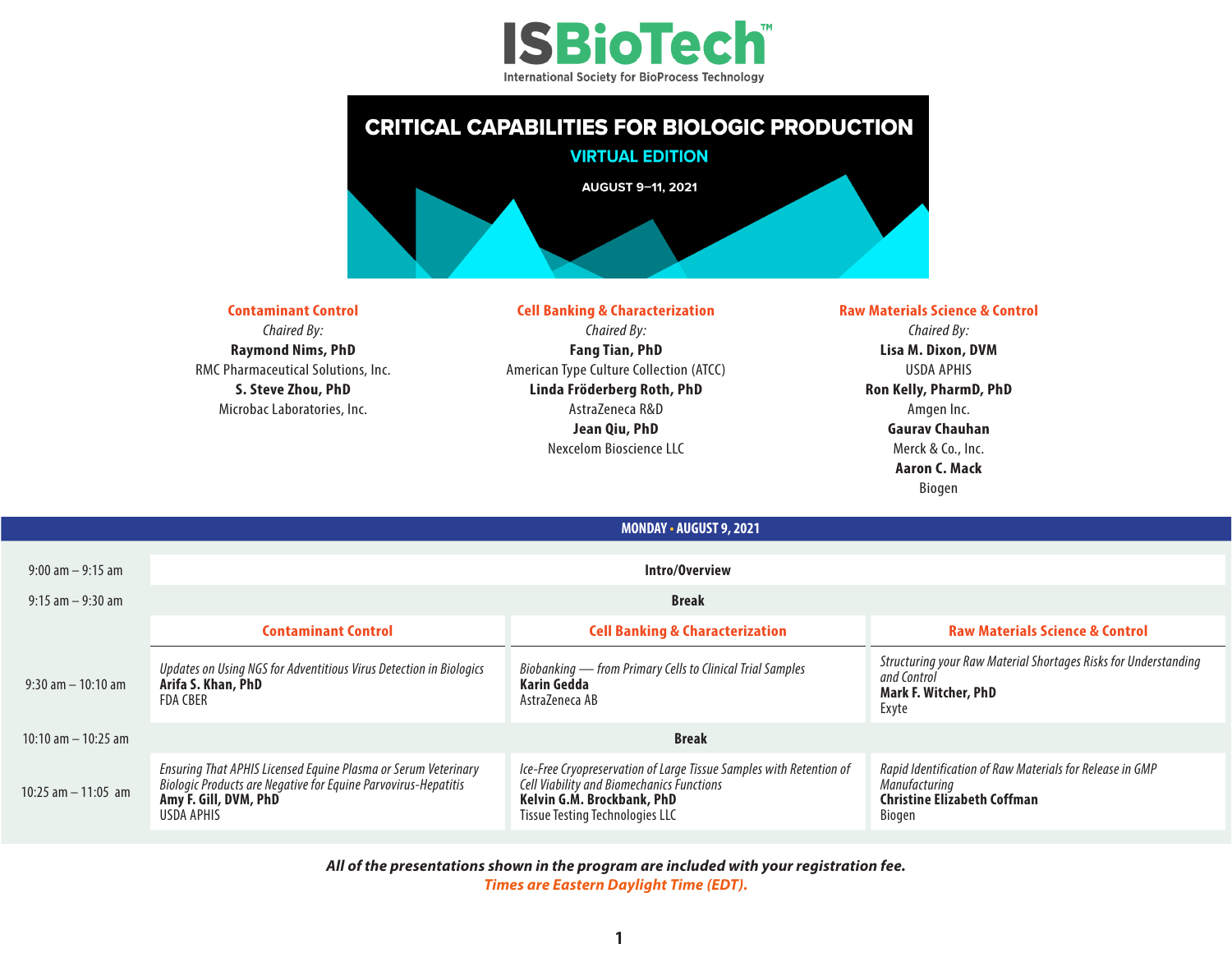# ISBioTech™

International Society for BioProcess Technology

## CRITICAL CAPABILITIES FOR BIOLOGIC PRODUCTION

### VIRTUAL EDITION

**AUGUST 9–11, 2021**

### Contaminant Control

*Chaired By:*

**Raymond Nims, PhD**
RMC Pharmaceutical Solutions, Inc.

**S. Steve Zhou, PhD**
Microbac Laboratories, Inc.

### Cell Banking & Characterization

*Chaired By:*

**Fang Tian, PhD**
American Type Culture Collection (ATCC)

**Linda Fröderberg Roth, PhD**
AstraZeneca R&D

**Jean Qiu, PhD**
Nexcelom Bioscience LLC

### Raw Materials Science & Control

*Chaired By:*

**Lisa M. Dixon, DVM**
USDA APHIS

**Ron Kelly, PharmD, PhD**
Amgen Inc.

**Gaurav Chauhan**
Merck & Co., Inc.

**Aaron C. Mack**
Biogen

## MONDAY • AUGUST 9, 2021

| Time | Contaminant Control | Cell Banking & Characterization | Raw Materials Science & Control |
|---|---|---|---|
| 9:00 am – 9:15 am | **Intro/Overview** | | |
| 9:15 am – 9:30 am | **Break** | | |
| 9:30 am – 10:10 am | *Updates on Using NGS for Adventitious Virus Detection in Biologics*<br>**Arifa S. Khan, PhD**<br>FDA CBER | *Biobanking — from Primary Cells to Clinical Trial Samples*<br>**Karin Gedda**<br>AstraZeneca AB | *Structuring your Raw Material Shortages Risks for Understanding and Control*<br>**Mark F. Witcher, PhD**<br>Exyte |
| 10:10 am – 10:25 am | **Break** | | |
| 10:25 am – 11:05 am | *Ensuring That APHIS Licensed Equine Plasma or Serum Veterinary Biologic Products are Negative for Equine Parvovirus-Hepatitis*<br>**Amy F. Gill, DVM, PhD**<br>USDA APHIS | *Ice-Free Cryopreservation of Large Tissue Samples with Retention of Cell Viability and Biomechanics Functions*<br>**Kelvin G.M. Brockbank, PhD**<br>Tissue Testing Technologies LLC | *Rapid Identification of Raw Materials for Release in GMP Manufacturing*<br>**Christine Elizabeth Coffman**<br>Biogen |

***All of the presentations shown in the program are included with your registration fee.***

***Times are Eastern Daylight Time (EDT).***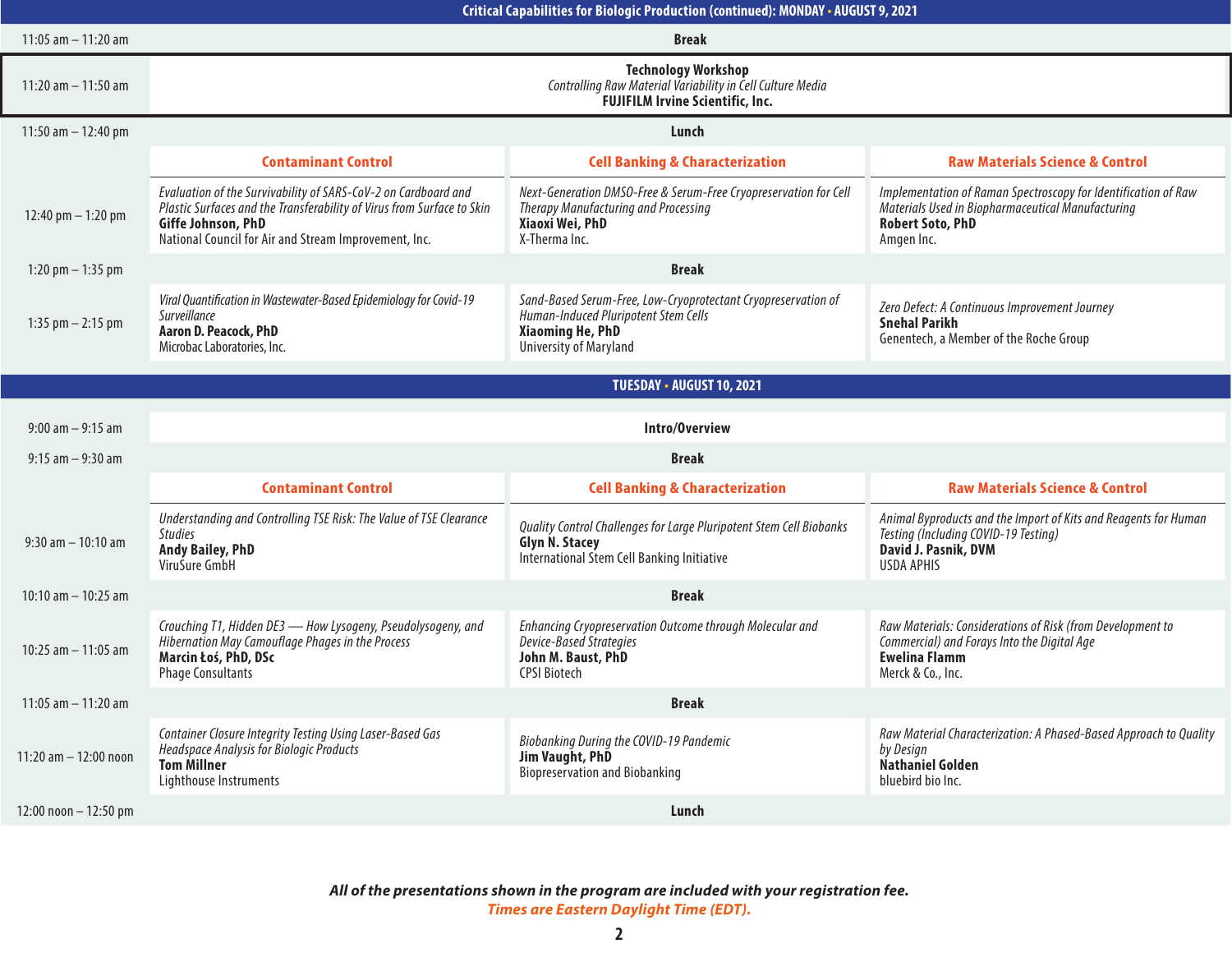## Critical Capabilities for Biologic Production (continued): MONDAY • AUGUST 9, 2021

| Time | Contaminant Control | Cell Banking & Characterization | Raw Materials Science & Control |
|---|---|---|---|
| 11:05 am – 11:20 am | **Break** | | |
| 11:20 am – 11:50 am | **Technology Workshop** *Controlling Raw Material Variability in Cell Culture Media* **FUJIFILM Irvine Scientific, Inc.** | | |
| 11:50 am – 12:40 pm | **Lunch** | | |
| 12:40 pm – 1:20 pm | *Evaluation of the Survivability of SARS-CoV-2 on Cardboard and Plastic Surfaces and the Transferability of Virus from Surface to Skin* **Giffe Johnson, PhD** National Council for Air and Stream Improvement, Inc. | *Next-Generation DMSO-Free & Serum-Free Cryopreservation for Cell Therapy Manufacturing and Processing* **Xiaoxi Wei, PhD** X-Therma Inc. | *Implementation of Raman Spectroscopy for Identification of Raw Materials Used in Biopharmaceutical Manufacturing* **Robert Soto, PhD** Amgen Inc. |
| 1:20 pm – 1:35 pm | **Break** | | |
| 1:35 pm – 2:15 pm | *Viral Quantification in Wastewater-Based Epidemiology for Covid-19 Surveillance* **Aaron D. Peacock, PhD** Microbac Laboratories, Inc. | *Sand-Based Serum-Free, Low-Cryoprotectant Cryopreservation of Human-Induced Pluripotent Stem Cells* **Xiaoming He, PhD** University of Maryland | *Zero Defect: A Continuous Improvement Journey* **Snehal Parikh** Genentech, a Member of the Roche Group |

## TUESDAY • AUGUST 10, 2021

| Time | Contaminant Control | Cell Banking & Characterization | Raw Materials Science & Control |
|---|---|---|---|
| 9:00 am – 9:15 am | **Intro/Overview** | | |
| 9:15 am – 9:30 am | **Break** | | |
| 9:30 am – 10:10 am | *Understanding and Controlling TSE Risk: The Value of TSE Clearance Studies* **Andy Bailey, PhD** ViruSure GmbH | *Quality Control Challenges for Large Pluripotent Stem Cell Biobanks* **Glyn N. Stacey** International Stem Cell Banking Initiative | *Animal Byproducts and the Import of Kits and Reagents for Human Testing (Including COVID-19 Testing)* **David J. Pasnik, DVM** USDA APHIS |
| 10:10 am – 10:25 am | **Break** | | |
| 10:25 am – 11:05 am | *Crouching T1, Hidden DE3 — How Lysogeny, Pseudolysogeny, and Hibernation May Camouflage Phages in the Process* **Marcin Łoś, PhD, DSc** Phage Consultants | *Enhancing Cryopreservation Outcome through Molecular and Device-Based Strategies* **John M. Baust, PhD** CPSI Biotech | *Raw Materials: Considerations of Risk (from Development to Commercial) and Forays Into the Digital Age* **Ewelina Flamm** Merck & Co., Inc. |
| 11:05 am – 11:20 am | **Break** | | |
| 11:20 am – 12:00 noon | *Container Closure Integrity Testing Using Laser-Based Gas Headspace Analysis for Biologic Products* **Tom Millner** Lighthouse Instruments | *Biobanking During the COVID-19 Pandemic* **Jim Vaught, PhD** Biopreservation and Biobanking | *Raw Material Characterization: A Phased-Based Approach to Quality by Design* **Nathaniel Golden** bluebird bio Inc. |
| 12:00 noon – 12:50 pm | **Lunch** | | |

***All of the presentations shown in the program are included with your registration fee.***

***Times are Eastern Daylight Time (EDT).***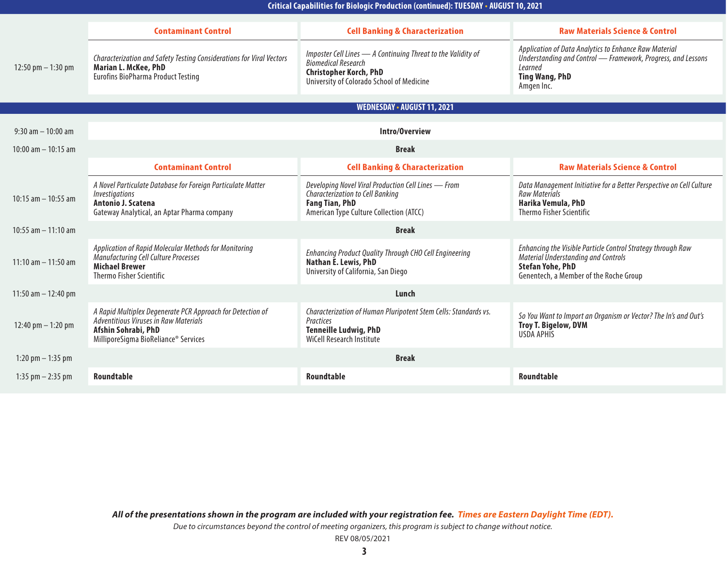## Critical Capabilities for Biologic Production (continued): TUESDAY • AUGUST 10, 2021

| | Contaminant Control | Cell Banking & Characterization | Raw Materials Science & Control |
|---|---|---|---|
| 12:50 pm – 1:30 pm | *Characterization and Safety Testing Considerations for Viral Vectors* **Marian L. McKee, PhD** Eurofins BioPharma Product Testing | *Imposter Cell Lines — A Continuing Threat to the Validity of Biomedical Research* **Christopher Korch, PhD** University of Colorado School of Medicine | *Application of Data Analytics to Enhance Raw Material Understanding and Control — Framework, Progress, and Lessons Learned* **Ting Wang, PhD** Amgen Inc. |

## WEDNESDAY • AUGUST 11, 2021

| | Contaminant Control | Cell Banking & Characterization | Raw Materials Science & Control |
|---|---|---|---|
| 9:30 am – 10:00 am | **Intro/Overview** | | |
| 10:00 am – 10:15 am | **Break** | | |
| 10:15 am – 10:55 am | *A Novel Particulate Database for Foreign Particulate Matter Investigations* **Antonio J. Scatena** Gateway Analytical, an Aptar Pharma company | *Developing Novel Viral Production Cell Lines — From Characterization to Cell Banking* **Fang Tian, PhD** American Type Culture Collection (ATCC) | *Data Management Initiative for a Better Perspective on Cell Culture Raw Materials* **Harika Vemula, PhD** Thermo Fisher Scientific |
| 10:55 am – 11:10 am | **Break** | | |
| 11:10 am – 11:50 am | *Application of Rapid Molecular Methods for Monitoring Manufacturing Cell Culture Processes* **Michael Brewer** Thermo Fisher Scientific | *Enhancing Product Quality Through CHO Cell Engineering* **Nathan E. Lewis, PhD** University of California, San Diego | *Enhancing the Visible Particle Control Strategy through Raw Material Understanding and Controls* **Stefan Yohe, PhD** Genentech, a Member of the Roche Group |
| 11:50 am – 12:40 pm | **Lunch** | | |
| 12:40 pm – 1:20 pm | *A Rapid Multiplex Degenerate PCR Approach for Detection of Adventitious Viruses in Raw Materials* **Afshin Sohrabi, PhD** MilliporeSigma BioReliance® Services | *Characterization of Human Pluripotent Stem Cells: Standards vs. Practices* **Tenneille Ludwig, PhD** WiCell Research Institute | *So You Want to Import an Organism or Vector? The In's and Out's* **Troy T. Bigelow, DVM** USDA APHIS |
| 1:20 pm – 1:35 pm | **Break** | | |
| 1:35 pm – 2:35 pm | **Roundtable** | **Roundtable** | **Roundtable** |

***All of the presentations shown in the program are included with your registration fee.*** ***Times are Eastern Daylight Time (EDT).***

*Due to circumstances beyond the control of meeting organizers, this program is subject to change without notice.*

REV 08/05/2021